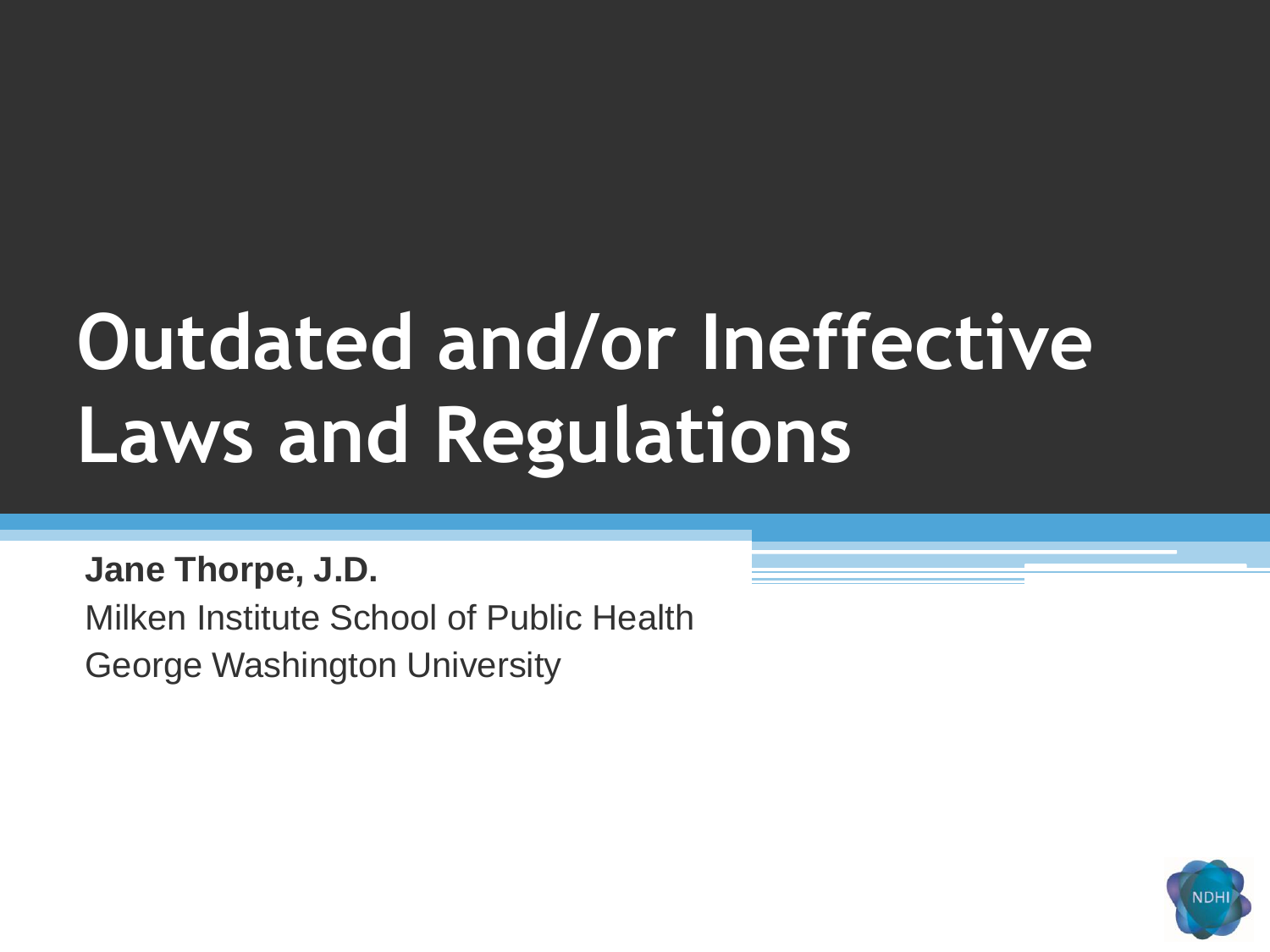# Outdated and/or Ineffective Laws and Regulations

**Jane Thorpe, J.D.**

Milken Institute School of Public Health

George Washington University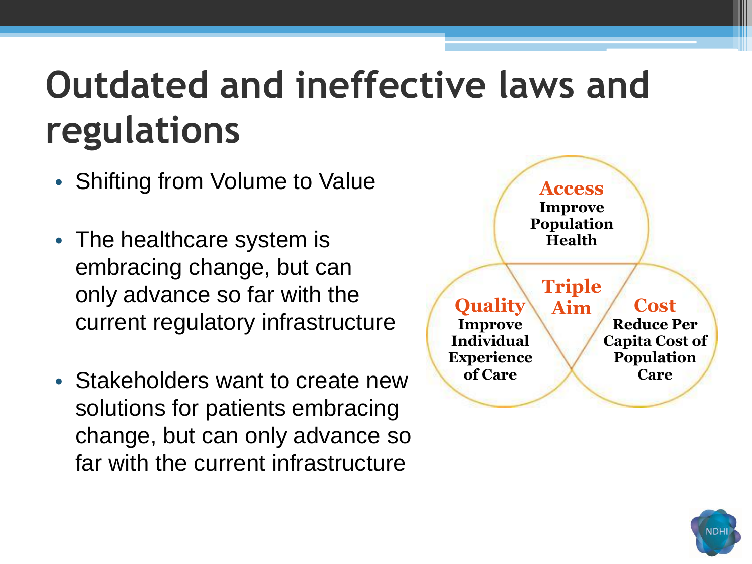# Outdated and ineffective laws and regulations

- Shifting from Volume to Value
- The healthcare system is embracing change, but can only advance so far with the current regulatory infrastructure
- Stakeholders want to create new solutions for patients embracing change, but can only advance so far with the current infrastructure

**Triple Aim**

**Access**
Improve Population Health

**Quality**
Improve Individual Experience of Care

**Cost**
Reduce Per Capita Cost of Population Care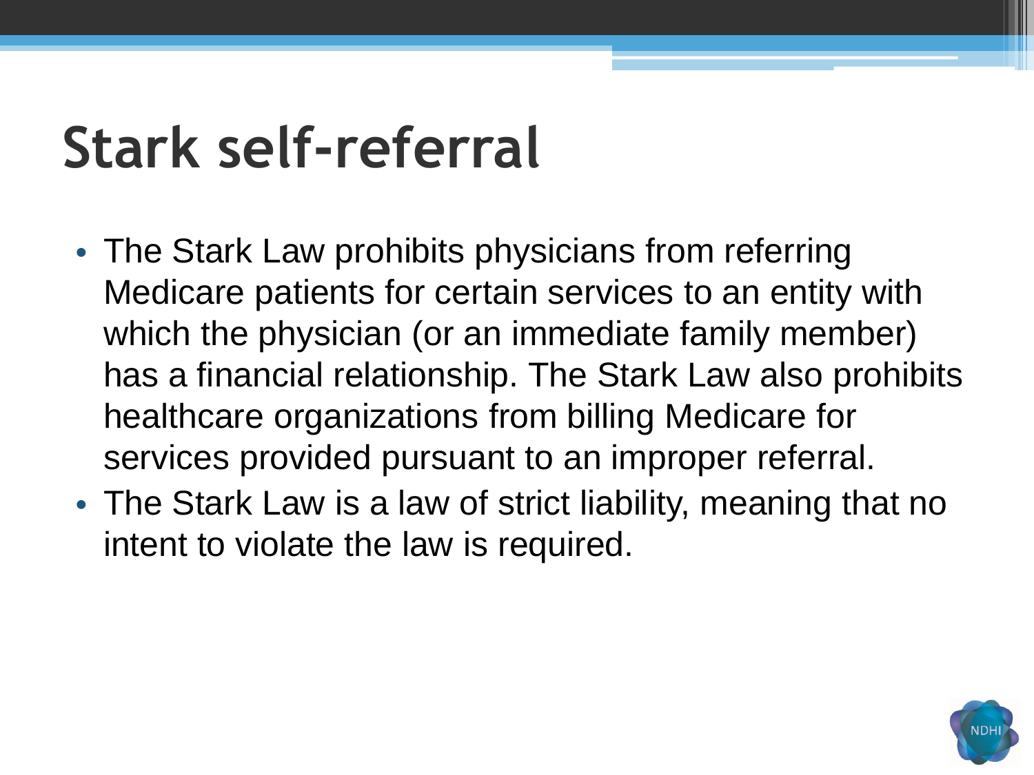# Stark self-referral

- The Stark Law prohibits physicians from referring Medicare patients for certain services to an entity with which the physician (or an immediate family member) has a financial relationship. The Stark Law also prohibits healthcare organizations from billing Medicare for services provided pursuant to an improper referral.
- The Stark Law is a law of strict liability, meaning that no intent to violate the law is required.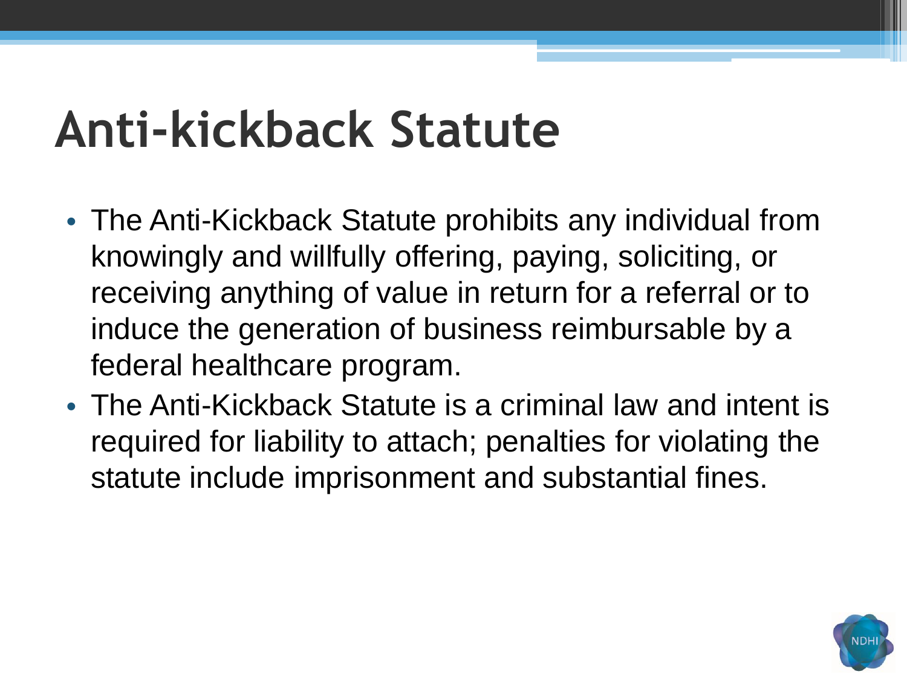# Anti-kickback Statute

- The Anti-Kickback Statute prohibits any individual from knowingly and willfully offering, paying, soliciting, or receiving anything of value in return for a referral or to induce the generation of business reimbursable by a federal healthcare program.
- The Anti-Kickback Statute is a criminal law and intent is required for liability to attach; penalties for violating the statute include imprisonment and substantial fines.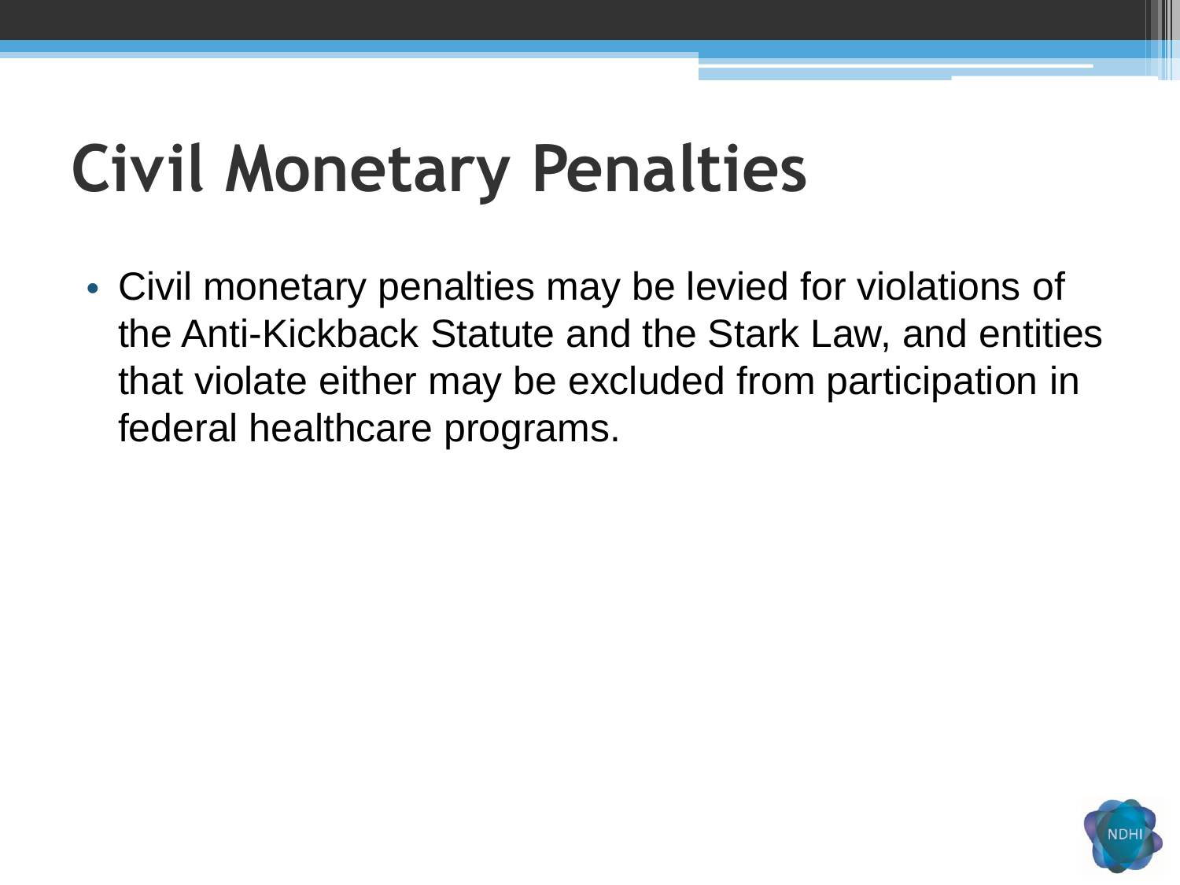# Civil Monetary Penalties

- Civil monetary penalties may be levied for violations of the Anti-Kickback Statute and the Stark Law, and entities that violate either may be excluded from participation in federal healthcare programs.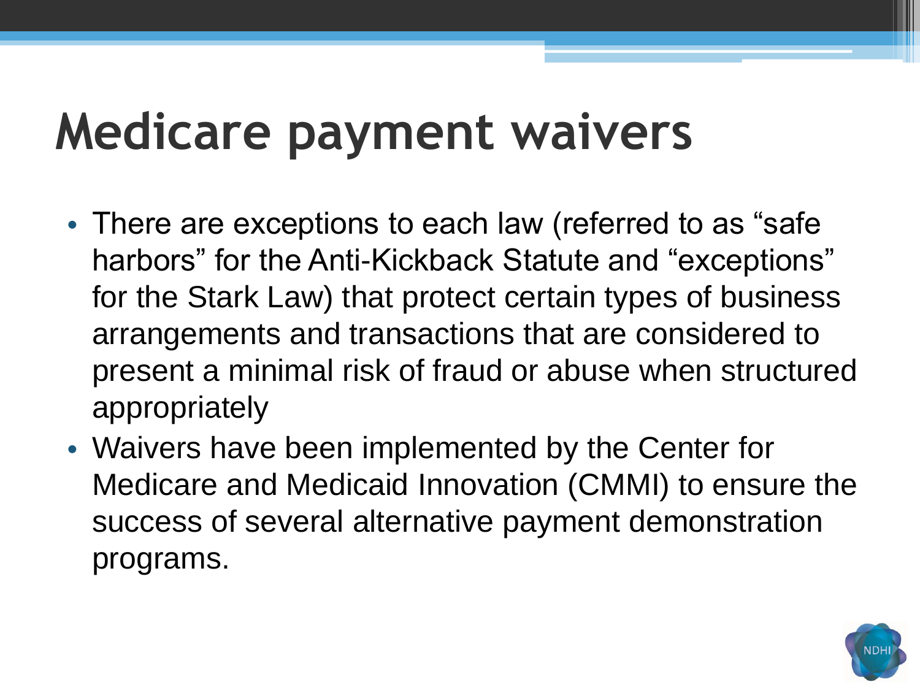# Medicare payment waivers

- There are exceptions to each law (referred to as “safe harbors” for the Anti-Kickback Statute and “exceptions” for the Stark Law) that protect certain types of business arrangements and transactions that are considered to present a minimal risk of fraud or abuse when structured appropriately
- Waivers have been implemented by the Center for Medicare and Medicaid Innovation (CMMI) to ensure the success of several alternative payment demonstration programs.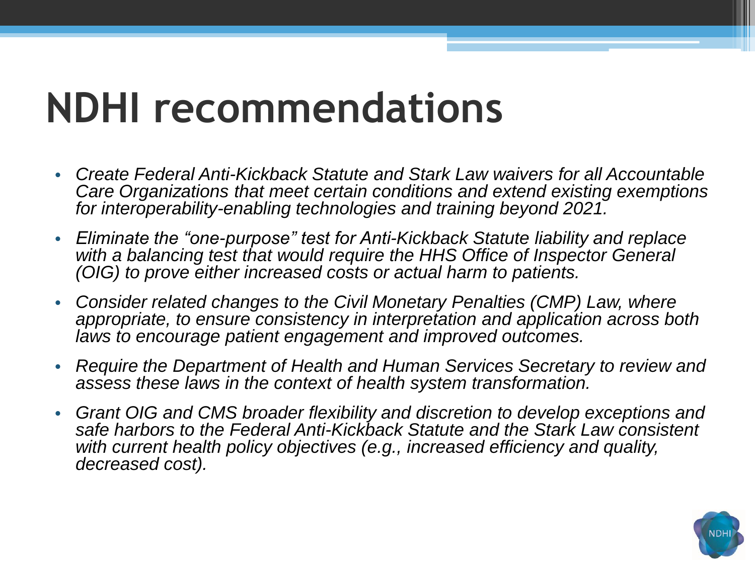# NDHI recommendations

- *Create Federal Anti-Kickback Statute and Stark Law waivers for all Accountable Care Organizations that meet certain conditions and extend existing exemptions for interoperability-enabling technologies and training beyond 2021.*
- *Eliminate the "one-purpose" test for Anti-Kickback Statute liability and replace with a balancing test that would require the HHS Office of Inspector General (OIG) to prove either increased costs or actual harm to patients.*
- *Consider related changes to the Civil Monetary Penalties (CMP) Law, where appropriate, to ensure consistency in interpretation and application across both laws to encourage patient engagement and improved outcomes.*
- *Require the Department of Health and Human Services Secretary to review and assess these laws in the context of health system transformation.*
- *Grant OIG and CMS broader flexibility and discretion to develop exceptions and safe harbors to the Federal Anti-Kickback Statute and the Stark Law consistent with current health policy objectives (e.g., increased efficiency and quality, decreased cost).*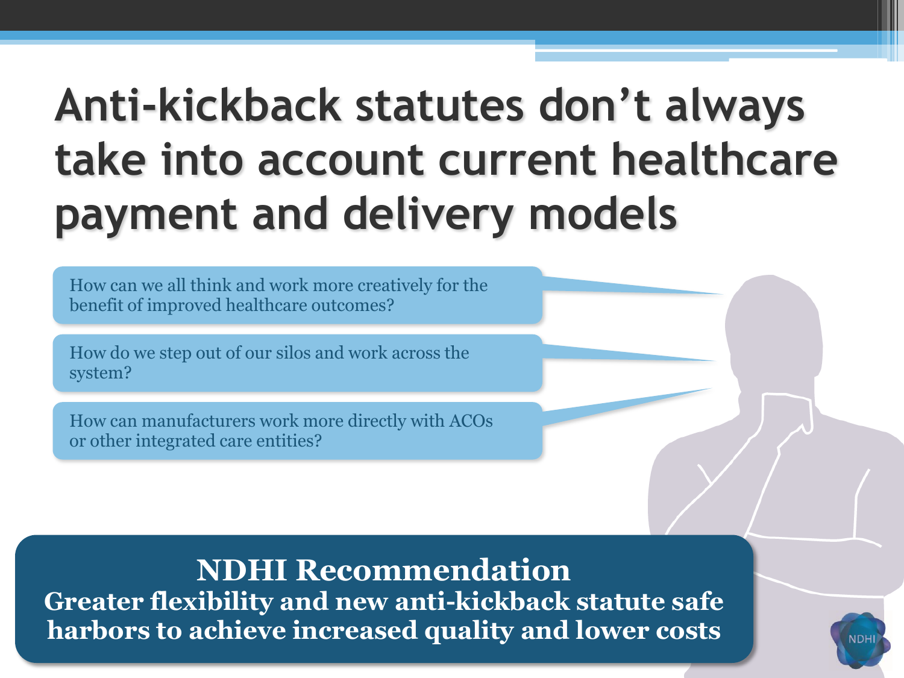# Anti-kickback statutes don't always take into account current healthcare payment and delivery models

- How can we all think and work more creatively for the benefit of improved healthcare outcomes?
- How do we step out of our silos and work across the system?
- How can manufacturers work more directly with ACOs or other integrated care entities?

**NDHI Recommendation**

**Greater flexibility and new anti-kickback statute safe harbors to achieve increased quality and lower costs**